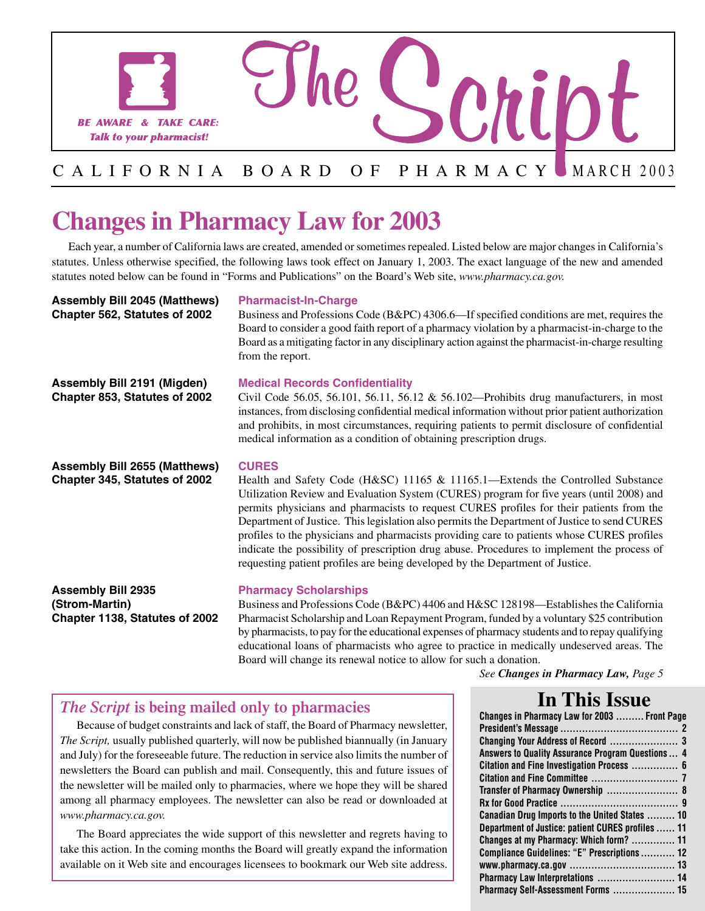BE AWARE & TAKE CARE:
*Talk to your pharmacist!*

# The Script

CALIFORNIA BOARD OF PHARMACY — MARCH 2003

# Changes in Pharmacy Law for 2003

Each year, a number of California laws are created, amended or sometimes repealed. Listed below are major changes in California's statutes. Unless otherwise specified, the following laws took effect on January 1, 2003. The exact language of the new and amended statutes noted below can be found in "Forms and Publications" on the Board's Web site, *www.pharmacy.ca.gov.*

**Assembly Bill 2045 (Matthews)**
**Chapter 562, Statutes of 2002**

### Pharmacist-In-Charge

Business and Professions Code (B&PC) 4306.6—If specified conditions are met, requires the Board to consider a good faith report of a pharmacy violation by a pharmacist-in-charge to the Board as a mitigating factor in any disciplinary action against the pharmacist-in-charge resulting from the report.

**Assembly Bill 2191 (Migden)**
**Chapter 853, Statutes of 2002**

### Medical Records Confidentiality

Civil Code 56.05, 56.101, 56.11, 56.12 & 56.102—Prohibits drug manufacturers, in most instances, from disclosing confidential medical information without prior patient authorization and prohibits, in most circumstances, requiring patients to permit disclosure of confidential medical information as a condition of obtaining prescription drugs.

**Assembly Bill 2655 (Matthews)**
**Chapter 345, Statutes of 2002**

### CURES

Health and Safety Code (H&SC) 11165 & 11165.1—Extends the Controlled Substance Utilization Review and Evaluation System (CURES) program for five years (until 2008) and permits physicians and pharmacists to request CURES profiles for their patients from the Department of Justice. This legislation also permits the Department of Justice to send CURES profiles to the physicians and pharmacists providing care to patients whose CURES profiles indicate the possibility of prescription drug abuse. Procedures to implement the process of requesting patient profiles are being developed by the Department of Justice.

**Assembly Bill 2935 (Strom-Martin)**
**Chapter 1138, Statutes of 2002**

### Pharmacy Scholarships

Business and Professions Code (B&PC) 4406 and H&SC 128198—Establishes the California Pharmacist Scholarship and Loan Repayment Program, funded by a voluntary $25 contribution by pharmacists, to pay for the educational expenses of pharmacy students and to repay qualifying educational loans of pharmacists who agree to practice in medically undeserved areas. The Board will change its renewal notice to allow for such a donation.

*See **Changes in Pharmacy Law,** Page 5*

## *The Script* is being mailed only to pharmacies

Because of budget constraints and lack of staff, the Board of Pharmacy newsletter, *The Script,* usually published quarterly, will now be published biannually (in January and July) for the foreseeable future. The reduction in service also limits the number of newsletters the Board can publish and mail. Consequently, this and future issues of the newsletter will be mailed only to pharmacies, where we hope they will be shared among all pharmacy employees. The newsletter can also be read or downloaded at *www.pharmacy.ca.gov.*

The Board appreciates the wide support of this newsletter and regrets having to take this action. In the coming months the Board will greatly expand the information available on it Web site and encourages licensees to bookmark our Web site address.

## In This Issue

| | |
|---|---|
| Changes in Pharmacy Law for 2003 | Front Page |
| President's Message | 2 |
| Changing Your Address of Record | 3 |
| Answers to Quality Assurance Program Questions | 4 |
| Citation and Fine Investigation Process | 6 |
| Citation and Fine Committee | 7 |
| Transfer of Pharmacy Ownership | 8 |
| Rx for Good Practice | 9 |
| Canadian Drug Imports to the United States | 10 |
| Department of Justice: patient CURES profiles | 11 |
| Changes at my Pharmacy: Which form? | 11 |
| Compliance Guidelines: "E" Prescriptions | 12 |
| www.pharmacy.ca.gov | 13 |
| Pharmacy Law Interpretations | 14 |
| Pharmacy Self-Assessment Forms | 15 |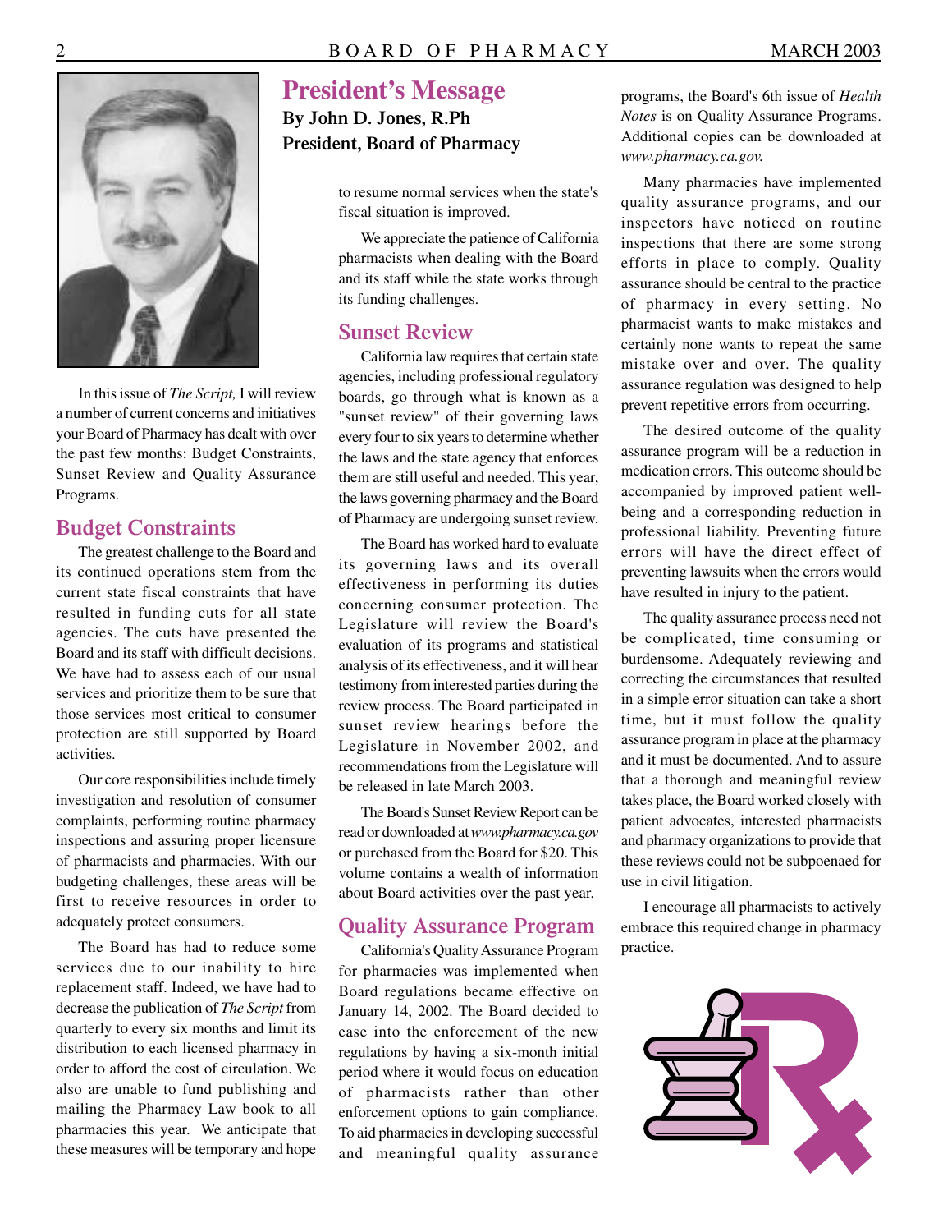# President's Message

**By John D. Jones, R.Ph**
**President, Board of Pharmacy**

In this issue of *The Script,* I will review a number of current concerns and initiatives your Board of Pharmacy has dealt with over the past few months: Budget Constraints, Sunset Review and Quality Assurance Programs.

## Budget Constraints

The greatest challenge to the Board and its continued operations stem from the current state fiscal constraints that have resulted in funding cuts for all state agencies. The cuts have presented the Board and its staff with difficult decisions. We have had to assess each of our usual services and prioritize them to be sure that those services most critical to consumer protection are still supported by Board activities.

Our core responsibilities include timely investigation and resolution of consumer complaints, performing routine pharmacy inspections and assuring proper licensure of pharmacists and pharmacies. With our budgeting challenges, these areas will be first to receive resources in order to adequately protect consumers.

The Board has had to reduce some services due to our inability to hire replacement staff. Indeed, we have had to decrease the publication of *The Script* from quarterly to every six months and limit its distribution to each licensed pharmacy in order to afford the cost of circulation. We also are unable to fund publishing and mailing the Pharmacy Law book to all pharmacies this year. We anticipate that these measures will be temporary and hope to resume normal services when the state's fiscal situation is improved.

We appreciate the patience of California pharmacists when dealing with the Board and its staff while the state works through its funding challenges.

## Sunset Review

California law requires that certain state agencies, including professional regulatory boards, go through what is known as a "sunset review" of their governing laws every four to six years to determine whether the laws and the state agency that enforces them are still useful and needed. This year, the laws governing pharmacy and the Board of Pharmacy are undergoing sunset review.

The Board has worked hard to evaluate its governing laws and its overall effectiveness in performing its duties concerning consumer protection. The Legislature will review the Board's evaluation of its programs and statistical analysis of its effectiveness, and it will hear testimony from interested parties during the review process. The Board participated in sunset review hearings before the Legislature in November 2002, and recommendations from the Legislature will be released in late March 2003.

The Board's Sunset Review Report can be read or downloaded at *www.pharmacy.ca.gov* or purchased from the Board for $20. This volume contains a wealth of information about Board activities over the past year.

## Quality Assurance Program

California's Quality Assurance Program for pharmacies was implemented when Board regulations became effective on January 14, 2002. The Board decided to ease into the enforcement of the new regulations by having a six-month initial period where it would focus on education of pharmacists rather than other enforcement options to gain compliance. To aid pharmacies in developing successful and meaningful quality assurance programs, the Board's 6th issue of *Health Notes* is on Quality Assurance Programs. Additional copies can be downloaded at *www.pharmacy.ca.gov.*

Many pharmacies have implemented quality assurance programs, and our inspectors have noticed on routine inspections that there are some strong efforts in place to comply. Quality assurance should be central to the practice of pharmacy in every setting. No pharmacist wants to make mistakes and certainly none wants to repeat the same mistake over and over. The quality assurance regulation was designed to help prevent repetitive errors from occurring.

The desired outcome of the quality assurance program will be a reduction in medication errors. This outcome should be accompanied by improved patient well-being and a corresponding reduction in professional liability. Preventing future errors will have the direct effect of preventing lawsuits when the errors would have resulted in injury to the patient.

The quality assurance process need not be complicated, time consuming or burdensome. Adequately reviewing and correcting the circumstances that resulted in a simple error situation can take a short time, but it must follow the quality assurance program in place at the pharmacy and it must be documented. And to assure that a thorough and meaningful review takes place, the Board worked closely with patient advocates, interested pharmacists and pharmacy organizations to provide that these reviews could not be subpoenaed for use in civil litigation.

I encourage all pharmacists to actively embrace this required change in pharmacy practice.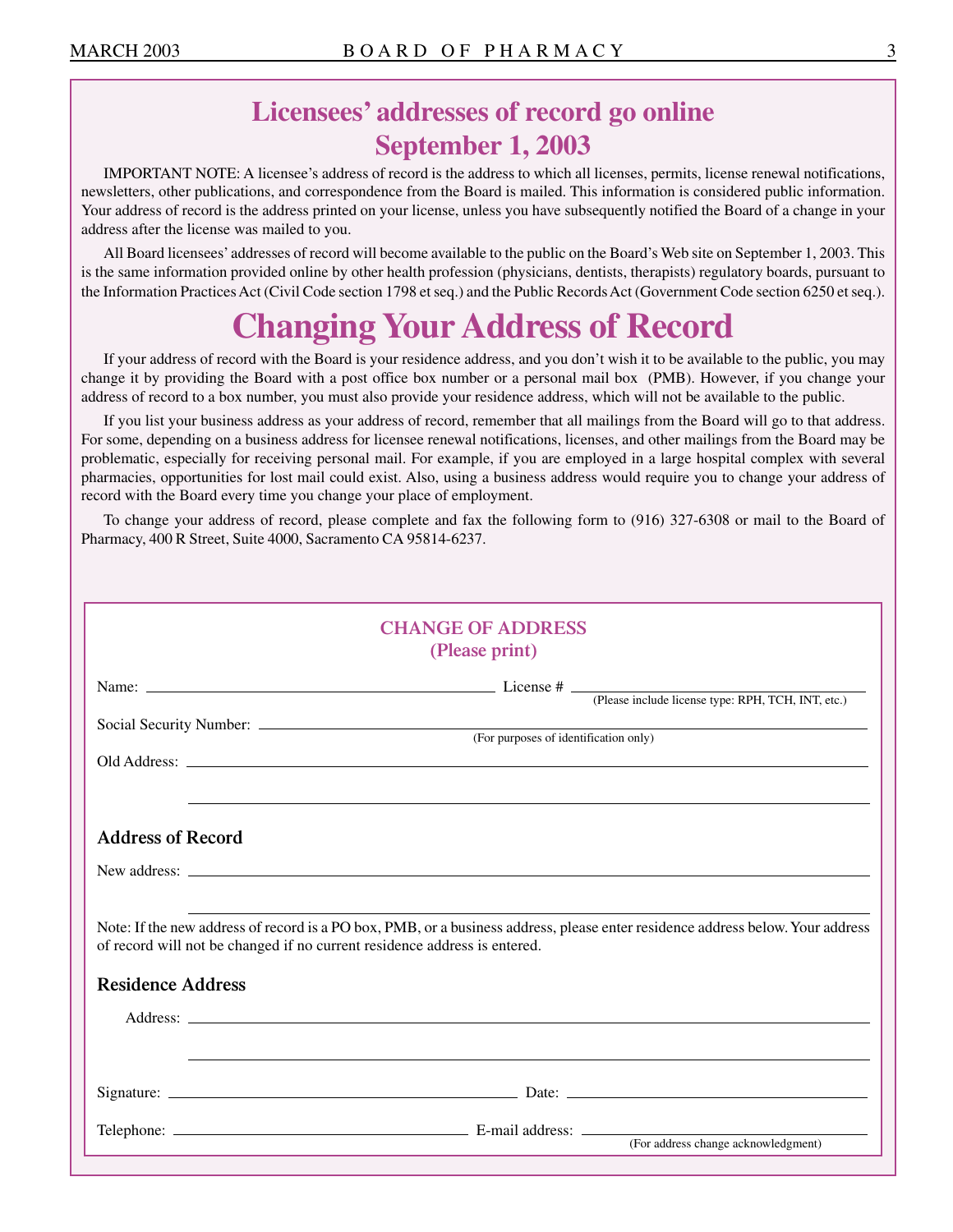## Licensees' addresses of record go online September 1, 2003

IMPORTANT NOTE: A licensee's address of record is the address to which all licenses, permits, license renewal notifications, newsletters, other publications, and correspondence from the Board is mailed. This information is considered public information. Your address of record is the address printed on your license, unless you have subsequently notified the Board of a change in your address after the license was mailed to you.

All Board licensees' addresses of record will become available to the public on the Board's Web site on September 1, 2003. This is the same information provided online by other health profession (physicians, dentists, therapists) regulatory boards, pursuant to the Information Practices Act (Civil Code section 1798 et seq.) and the Public Records Act (Government Code section 6250 et seq.).

# Changing Your Address of Record

If your address of record with the Board is your residence address, and you don't wish it to be available to the public, you may change it by providing the Board with a post office box number or a personal mail box (PMB). However, if you change your address of record to a box number, you must also provide your residence address, which will not be available to the public.

If you list your business address as your address of record, remember that all mailings from the Board will go to that address. For some, depending on a business address for licensee renewal notifications, licenses, and other mailings from the Board may be problematic, especially for receiving personal mail. For example, if you are employed in a large hospital complex with several pharmacies, opportunities for lost mail could exist. Also, using a business address would require you to change your address of record with the Board every time you change your place of employment.

To change your address of record, please complete and fax the following form to (916) 327-6308 or mail to the Board of Pharmacy, 400 R Street, Suite 4000, Sacramento CA 95814-6237.

### CHANGE OF ADDRESS
**(Please print)**

Name: ______________________ License # ______________________
(Please include license type: RPH, TCH, INT, etc.)

Social Security Number: ______________________
(For purposes of identification only)

Old Address: ______________________

______________________

**Address of Record**

New address: ______________________

______________________

Note: If the new address of record is a PO box, PMB, or a business address, please enter residence address below. Your address of record will not be changed if no current residence address is entered.

**Residence Address**

Address: ______________________

______________________

Signature: ______________________ Date: ______________________

Telephone: ______________________ E-mail address: ______________________
(For address change acknowledgment)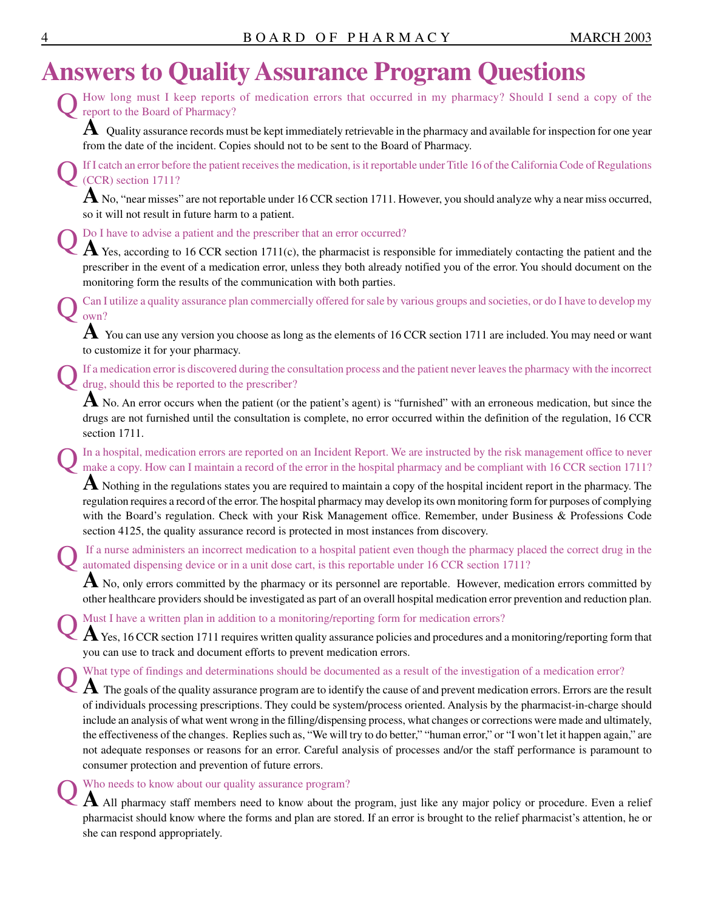# Answers to Quality Assurance Program Questions

**Q** How long must I keep reports of medication errors that occurred in my pharmacy? Should I send a copy of the report to the Board of Pharmacy?

**A** Quality assurance records must be kept immediately retrievable in the pharmacy and available for inspection for one year from the date of the incident. Copies should not to be sent to the Board of Pharmacy.

**Q** If I catch an error before the patient receives the medication, is it reportable under Title 16 of the California Code of Regulations (CCR) section 1711?

**A** No, "near misses" are not reportable under 16 CCR section 1711. However, you should analyze why a near miss occurred, so it will not result in future harm to a patient.

**Q** Do I have to advise a patient and the prescriber that an error occurred?

**A** Yes, according to 16 CCR section 1711(c), the pharmacist is responsible for immediately contacting the patient and the prescriber in the event of a medication error, unless they both already notified you of the error. You should document on the monitoring form the results of the communication with both parties.

**Q** Can I utilize a quality assurance plan commercially offered for sale by various groups and societies, or do I have to develop my own?

**A** You can use any version you choose as long as the elements of 16 CCR section 1711 are included. You may need or want to customize it for your pharmacy.

**Q** If a medication error is discovered during the consultation process and the patient never leaves the pharmacy with the incorrect drug, should this be reported to the prescriber?

**A** No. An error occurs when the patient (or the patient's agent) is "furnished" with an erroneous medication, but since the drugs are not furnished until the consultation is complete, no error occurred within the definition of the regulation, 16 CCR section 1711.

**Q** In a hospital, medication errors are reported on an Incident Report. We are instructed by the risk management office to never make a copy. How can I maintain a record of the error in the hospital pharmacy and be compliant with 16 CCR section 1711?

**A** Nothing in the regulations states you are required to maintain a copy of the hospital incident report in the pharmacy. The regulation requires a record of the error. The hospital pharmacy may develop its own monitoring form for purposes of complying with the Board's regulation. Check with your Risk Management office. Remember, under Business & Professions Code section 4125, the quality assurance record is protected in most instances from discovery.

**Q** If a nurse administers an incorrect medication to a hospital patient even though the pharmacy placed the correct drug in the automated dispensing device or in a unit dose cart, is this reportable under 16 CCR section 1711?

**A** No, only errors committed by the pharmacy or its personnel are reportable. However, medication errors committed by other healthcare providers should be investigated as part of an overall hospital medication error prevention and reduction plan.

**Q** Must I have a written plan in addition to a monitoring/reporting form for medication errors?

**A** Yes, 16 CCR section 1711 requires written quality assurance policies and procedures and a monitoring/reporting form that you can use to track and document efforts to prevent medication errors.

**Q** What type of findings and determinations should be documented as a result of the investigation of a medication error?

**A** The goals of the quality assurance program are to identify the cause of and prevent medication errors. Errors are the result of individuals processing prescriptions. They could be system/process oriented. Analysis by the pharmacist-in-charge should include an analysis of what went wrong in the filling/dispensing process, what changes or corrections were made and ultimately, the effectiveness of the changes. Replies such as, "We will try to do better," "human error," or "I won't let it happen again," are not adequate responses or reasons for an error. Careful analysis of processes and/or the staff performance is paramount to consumer protection and prevention of future errors.

**Q** Who needs to know about our quality assurance program?

**A** All pharmacy staff members need to know about the program, just like any major policy or procedure. Even a relief pharmacist should know where the forms and plan are stored. If an error is brought to the relief pharmacist's attention, he or she can respond appropriately.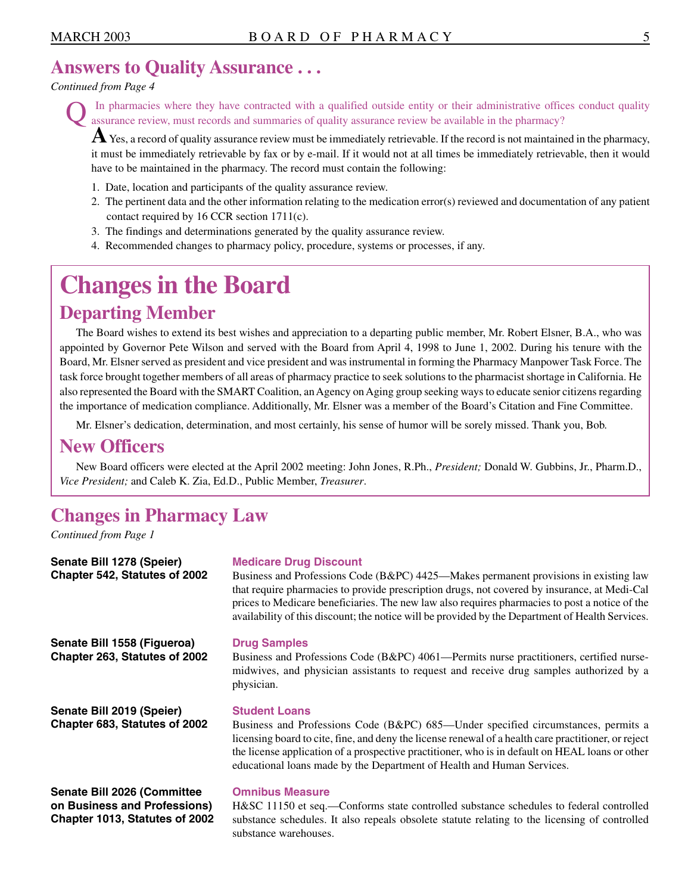## Answers to Quality Assurance . . .

*Continued from Page 4*

**Q** In pharmacies where they have contracted with a qualified outside entity or their administrative offices conduct quality assurance review, must records and summaries of quality assurance review be available in the pharmacy?

**A** Yes, a record of quality assurance review must be immediately retrievable. If the record is not maintained in the pharmacy, it must be immediately retrievable by fax or by e-mail. If it would not at all times be immediately retrievable, then it would have to be maintained in the pharmacy. The record must contain the following:

1. Date, location and participants of the quality assurance review.
2. The pertinent data and the other information relating to the medication error(s) reviewed and documentation of any patient contact required by 16 CCR section 1711(c).
3. The findings and determinations generated by the quality assurance review.
4. Recommended changes to pharmacy policy, procedure, systems or processes, if any.

# Changes in the Board

## Departing Member

The Board wishes to extend its best wishes and appreciation to a departing public member, Mr. Robert Elsner, B.A., who was appointed by Governor Pete Wilson and served with the Board from April 4, 1998 to June 1, 2002. During his tenure with the Board, Mr. Elsner served as president and vice president and was instrumental in forming the Pharmacy Manpower Task Force. The task force brought together members of all areas of pharmacy practice to seek solutions to the pharmacist shortage in California. He also represented the Board with the SMART Coalition, an Agency on Aging group seeking ways to educate senior citizens regarding the importance of medication compliance. Additionally, Mr. Elsner was a member of the Board's Citation and Fine Committee.

Mr. Elsner's dedication, determination, and most certainly, his sense of humor will be sorely missed. Thank you, Bob.

## New Officers

New Board officers were elected at the April 2002 meeting: John Jones, R.Ph., *President;* Donald W. Gubbins, Jr., Pharm.D., *Vice President;* and Caleb K. Zia, Ed.D., Public Member, *Treasurer*.

## Changes in Pharmacy Law

*Continued from Page 1*

**Senate Bill 1278 (Speier)**
**Chapter 542, Statutes of 2002**

**Medicare Drug Discount**

Business and Professions Code (B&PC) 4425—Makes permanent provisions in existing law that require pharmacies to provide prescription drugs, not covered by insurance, at Medi-Cal prices to Medicare beneficiaries. The new law also requires pharmacies to post a notice of the availability of this discount; the notice will be provided by the Department of Health Services.

**Senate Bill 1558 (Figueroa)**
**Chapter 263, Statutes of 2002**

**Drug Samples**

Business and Professions Code (B&PC) 4061—Permits nurse practitioners, certified nurse-midwives, and physician assistants to request and receive drug samples authorized by a physician.

**Senate Bill 2019 (Speier)**
**Chapter 683, Statutes of 2002**

**Student Loans**

Business and Professions Code (B&PC) 685—Under specified circumstances, permits a licensing board to cite, fine, and deny the license renewal of a health care practitioner, or reject the license application of a prospective practitioner, who is in default on HEAL loans or other educational loans made by the Department of Health and Human Services.

**Senate Bill 2026 (Committee on Business and Professions)**
**Chapter 1013, Statutes of 2002**

**Omnibus Measure**

H&SC 11150 et seq.—Conforms state controlled substance schedules to federal controlled substance schedules. It also repeals obsolete statute relating to the licensing of controlled substance warehouses.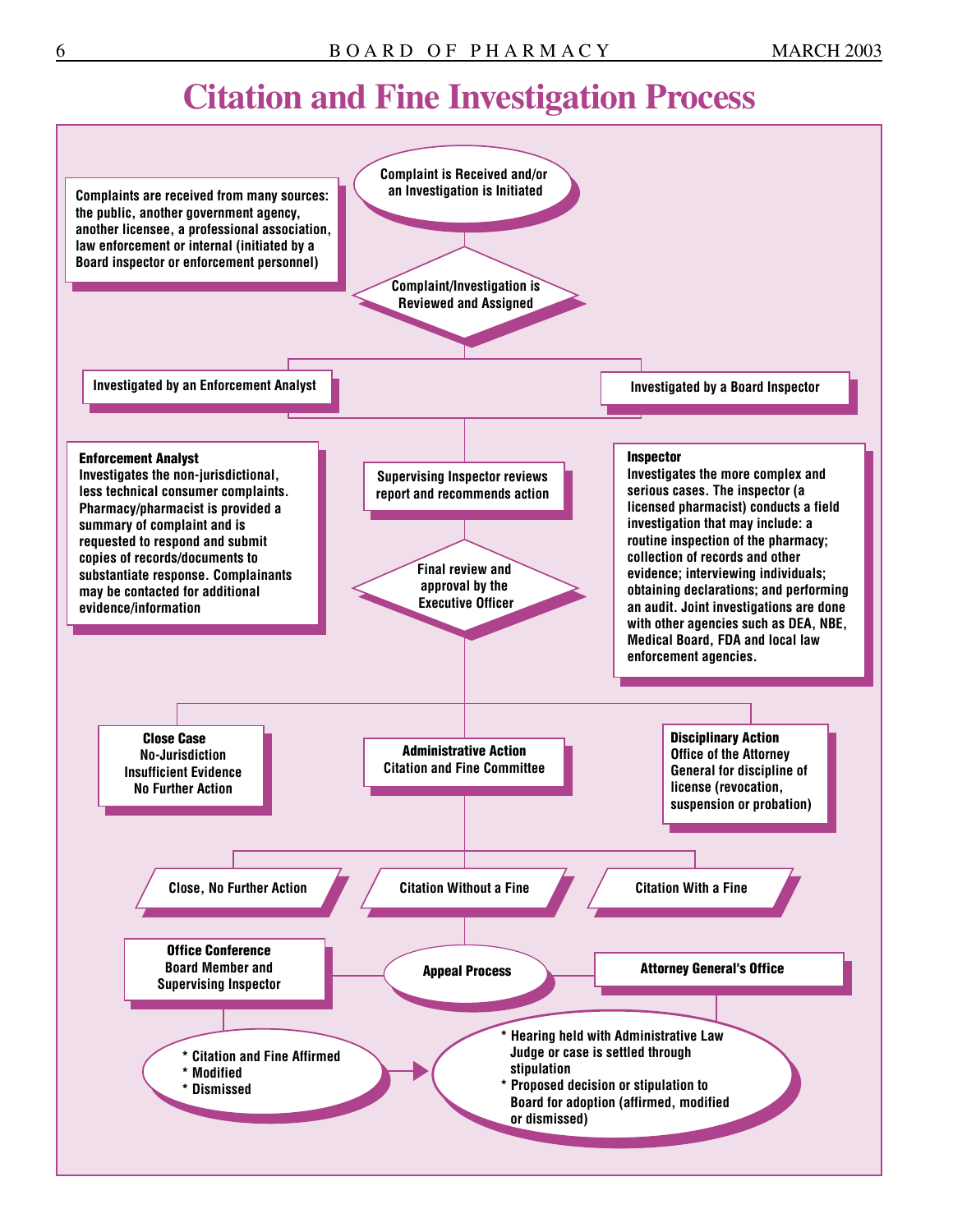# Citation and Fine Investigation Process

**Complaint is Received and/or an Investigation is Initiated**

**Complaints are received from many sources: the public, another government agency, another licensee, a professional association, law enforcement or internal (initiated by a Board inspector or enforcement personnel)**

**Complaint/Investigation is Reviewed and Assigned**

**Investigated by an Enforcement Analyst**

**Investigated by a Board Inspector**

**Enforcement Analyst**
Investigates the non-jurisdictional, less technical consumer complaints. Pharmacy/pharmacist is provided a summary of complaint and is requested to respond and submit copies of records/documents to substantiate response. Complainants may be contacted for additional evidence/information

**Supervising Inspector reviews report and recommends action**

**Inspector**
Investigates the more complex and serious cases. The inspector (a licensed pharmacist) conducts a field investigation that may include: a routine inspection of the pharmacy; collection of records and other evidence; interviewing individuals; obtaining declarations; and performing an audit. Joint investigations are done with other agencies such as DEA, NBE, Medical Board, FDA and local law enforcement agencies.

**Final review and approval by the Executive Officer**

**Close Case**
No-Jurisdiction
Insufficient Evidence
No Further Action

**Administrative Action**
Citation and Fine Committee

**Disciplinary Action**
Office of the Attorney General for discipline of license (revocation, suspension or probation)

**Close, No Further Action**

**Citation Without a Fine**

**Citation With a Fine**

**Office Conference**
Board Member and Supervising Inspector

**Appeal Process**

**Attorney General's Office**

* Citation and Fine Affirmed
* Modified
* Dismissed

* Hearing held with Administrative Law Judge or case is settled through stipulation
* Proposed decision or stipulation to Board for adoption (affirmed, modified or dismissed)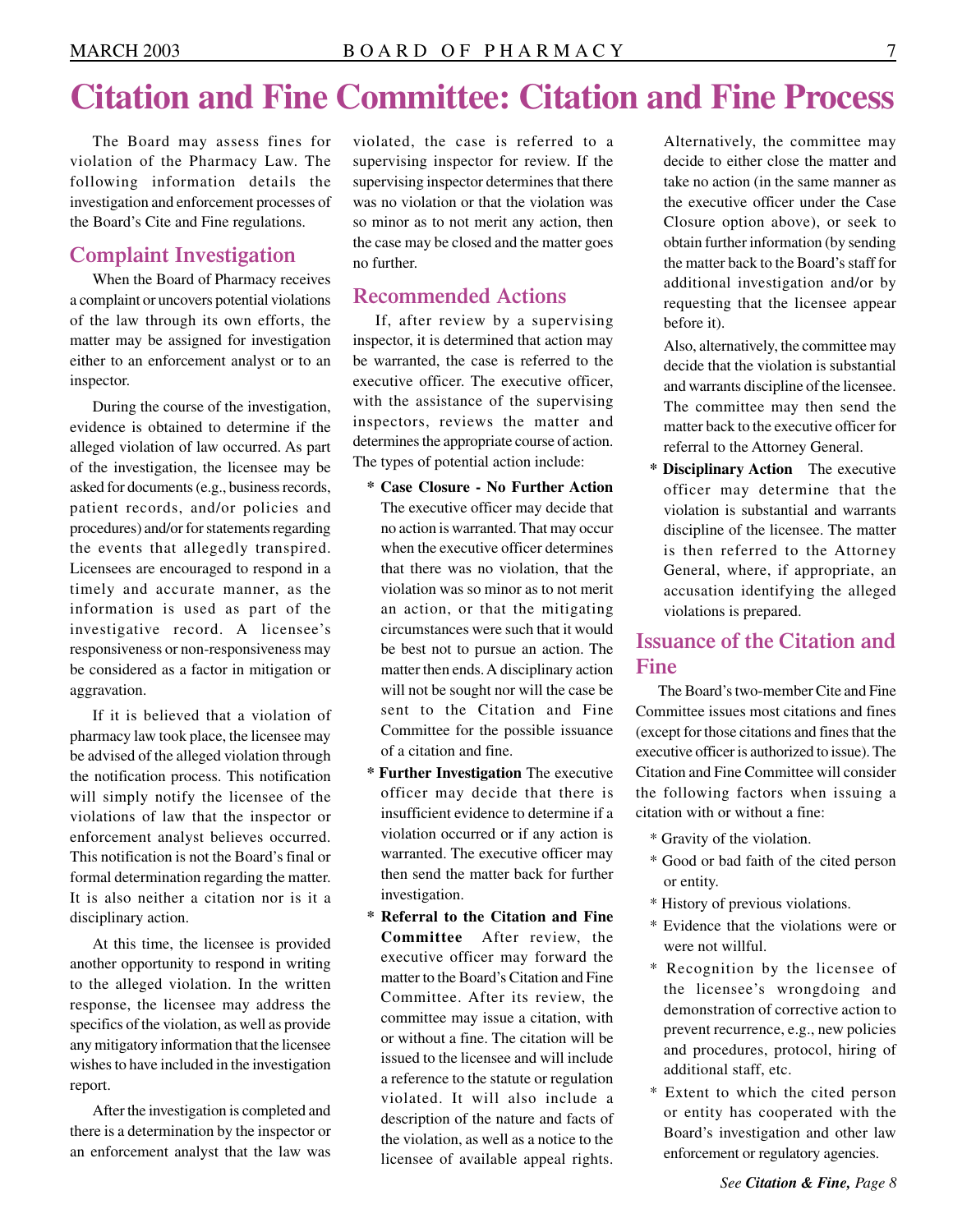# Citation and Fine Committee: Citation and Fine Process

The Board may assess fines for violation of the Pharmacy Law. The following information details the investigation and enforcement processes of the Board's Cite and Fine regulations.

## Complaint Investigation

When the Board of Pharmacy receives a complaint or uncovers potential violations of the law through its own efforts, the matter may be assigned for investigation either to an enforcement analyst or to an inspector.

During the course of the investigation, evidence is obtained to determine if the alleged violation of law occurred. As part of the investigation, the licensee may be asked for documents (e.g., business records, patient records, and/or policies and procedures) and/or for statements regarding the events that allegedly transpired. Licensees are encouraged to respond in a timely and accurate manner, as the information is used as part of the investigative record. A licensee's responsiveness or non-responsiveness may be considered as a factor in mitigation or aggravation.

If it is believed that a violation of pharmacy law took place, the licensee may be advised of the alleged violation through the notification process. This notification will simply notify the licensee of the violations of law that the inspector or enforcement analyst believes occurred. This notification is not the Board's final or formal determination regarding the matter. It is also neither a citation nor is it a disciplinary action.

At this time, the licensee is provided another opportunity to respond in writing to the alleged violation. In the written response, the licensee may address the specifics of the violation, as well as provide any mitigatory information that the licensee wishes to have included in the investigation report.

After the investigation is completed and there is a determination by the inspector or an enforcement analyst that the law was violated, the case is referred to a supervising inspector for review. If the supervising inspector determines that there was no violation or that the violation was so minor as to not merit any action, then the case may be closed and the matter goes no further.

## Recommended Actions

If, after review by a supervising inspector, it is determined that action may be warranted, the case is referred to the executive officer. The executive officer, with the assistance of the supervising inspectors, reviews the matter and determines the appropriate course of action. The types of potential action include:

* **Case Closure - No Further Action** The executive officer may decide that no action is warranted. That may occur when the executive officer determines that there was no violation, that the violation was so minor as to not merit an action, or that the mitigating circumstances were such that it would be best not to pursue an action. The matter then ends. A disciplinary action will not be sought nor will the case be sent to the Citation and Fine Committee for the possible issuance of a citation and fine.
* **Further Investigation** The executive officer may decide that there is insufficient evidence to determine if a violation occurred or if any action is warranted. The executive officer may then send the matter back for further investigation.
* **Referral to the Citation and Fine Committee** After review, the executive officer may forward the matter to the Board's Citation and Fine Committee. After its review, the committee may issue a citation, with or without a fine. The citation will be issued to the licensee and will include a reference to the statute or regulation violated. It will also include a description of the nature and facts of the violation, as well as a notice to the licensee of available appeal rights.

  Alternatively, the committee may decide to either close the matter and take no action (in the same manner as the executive officer under the Case Closure option above), or seek to obtain further information (by sending the matter back to the Board's staff for additional investigation and/or by requesting that the licensee appear before it).

  Also, alternatively, the committee may decide that the violation is substantial and warrants discipline of the licensee. The committee may then send the matter back to the executive officer for referral to the Attorney General.
* **Disciplinary Action** The executive officer may determine that the violation is substantial and warrants discipline of the licensee. The matter is then referred to the Attorney General, where, if appropriate, an accusation identifying the alleged violations is prepared.

## Issuance of the Citation and Fine

The Board's two-member Cite and Fine Committee issues most citations and fines (except for those citations and fines that the executive officer is authorized to issue). The Citation and Fine Committee will consider the following factors when issuing a citation with or without a fine:

* Gravity of the violation.
* Good or bad faith of the cited person or entity.
* History of previous violations.
* Evidence that the violations were or were not willful.
* Recognition by the licensee of the licensee's wrongdoing and demonstration of corrective action to prevent recurrence, e.g., new policies and procedures, protocol, hiring of additional staff, etc.
* Extent to which the cited person or entity has cooperated with the Board's investigation and other law enforcement or regulatory agencies.

*See **Citation & Fine,** Page 8*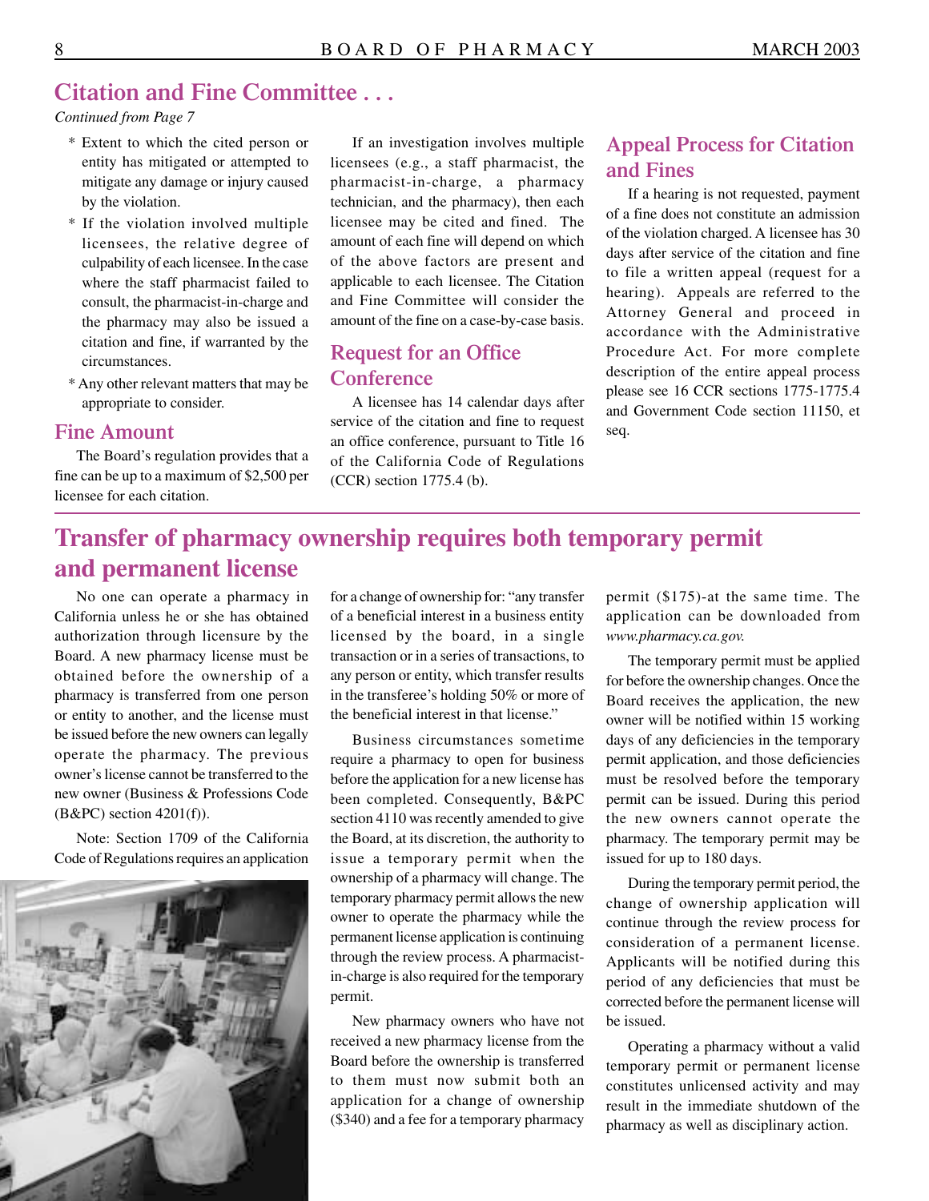## Citation and Fine Committee . . .

*Continued from Page 7*

* Extent to which the cited person or entity has mitigated or attempted to mitigate any damage or injury caused by the violation.
* If the violation involved multiple licensees, the relative degree of culpability of each licensee. In the case where the staff pharmacist failed to consult, the pharmacist-in-charge and the pharmacy may also be issued a citation and fine, if warranted by the circumstances.
* Any other relevant matters that may be appropriate to consider.

### Fine Amount

The Board's regulation provides that a fine can be up to a maximum of $2,500 per licensee for each citation.

If an investigation involves multiple licensees (e.g., a staff pharmacist, the pharmacist-in-charge, a pharmacy technician, and the pharmacy), then each licensee may be cited and fined. The amount of each fine will depend on which of the above factors are present and applicable to each licensee. The Citation and Fine Committee will consider the amount of the fine on a case-by-case basis.

### Request for an Office Conference

A licensee has 14 calendar days after service of the citation and fine to request an office conference, pursuant to Title 16 of the California Code of Regulations (CCR) section 1775.4 (b).

### Appeal Process for Citation and Fines

If a hearing is not requested, payment of a fine does not constitute an admission of the violation charged. A licensee has 30 days after service of the citation and fine to file a written appeal (request for a hearing). Appeals are referred to the Attorney General and proceed in accordance with the Administrative Procedure Act. For more complete description of the entire appeal process please see 16 CCR sections 1775-1775.4 and Government Code section 11150, et seq.

## Transfer of pharmacy ownership requires both temporary permit and permanent license

No one can operate a pharmacy in California unless he or she has obtained authorization through licensure by the Board. A new pharmacy license must be obtained before the ownership of a pharmacy is transferred from one person or entity to another, and the license must be issued before the new owners can legally operate the pharmacy. The previous owner's license cannot be transferred to the new owner (Business & Professions Code (B&PC) section 4201(f)).

Note: Section 1709 of the California Code of Regulations requires an application for a change of ownership for: "any transfer of a beneficial interest in a business entity licensed by the board, in a single transaction or in a series of transactions, to any person or entity, which transfer results in the transferee's holding 50% or more of the beneficial interest in that license."

Business circumstances sometime require a pharmacy to open for business before the application for a new license has been completed. Consequently, B&PC section 4110 was recently amended to give the Board, at its discretion, the authority to issue a temporary permit when the ownership of a pharmacy will change. The temporary pharmacy permit allows the new owner to operate the pharmacy while the permanent license application is continuing through the review process. A pharmacist-in-charge is also required for the temporary permit.

New pharmacy owners who have not received a new pharmacy license from the Board before the ownership is transferred to them must now submit both an application for a change of ownership ($340) and a fee for a temporary pharmacy permit ($175)-at the same time. The application can be downloaded from *www.pharmacy.ca.gov.*

The temporary permit must be applied for before the ownership changes. Once the Board receives the application, the new owner will be notified within 15 working days of any deficiencies in the temporary permit application, and those deficiencies must be resolved before the temporary permit can be issued. During this period the new owners cannot operate the pharmacy. The temporary permit may be issued for up to 180 days.

During the temporary permit period, the change of ownership application will continue through the review process for consideration of a permanent license. Applicants will be notified during this period of any deficiencies that must be corrected before the permanent license will be issued.

Operating a pharmacy without a valid temporary permit or permanent license constitutes unlicensed activity and may result in the immediate shutdown of the pharmacy as well as disciplinary action.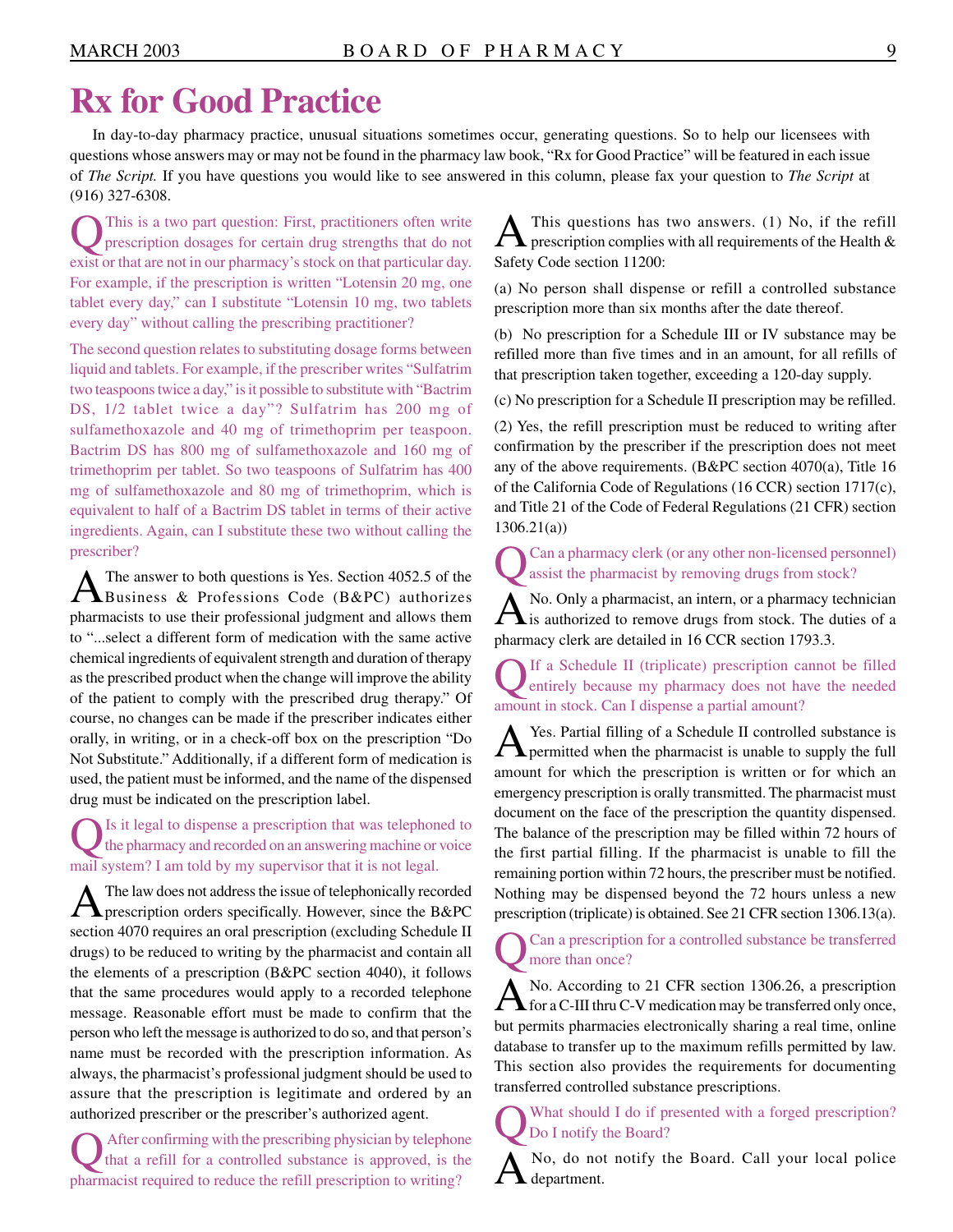# Rx for Good Practice

In day-to-day pharmacy practice, unusual situations sometimes occur, generating questions. So to help our licensees with questions whose answers may or may not be found in the pharmacy law book, "Rx for Good Practice" will be featured in each issue of *The Script.* If you have questions you would like to see answered in this column, please fax your question to *The Script* at (916) 327-6308.

**Q** This is a two part question: First, practitioners often write prescription dosages for certain drug strengths that do not exist or that are not in our pharmacy's stock on that particular day. For example, if the prescription is written "Lotensin 20 mg, one tablet every day," can I substitute "Lotensin 10 mg, two tablets every day" without calling the prescribing practitioner?

The second question relates to substituting dosage forms between liquid and tablets. For example, if the prescriber writes "Sulfatrim two teaspoons twice a day," is it possible to substitute with "Bactrim DS, 1/2 tablet twice a day"? Sulfatrim has 200 mg of sulfamethoxazole and 40 mg of trimethoprim per teaspoon. Bactrim DS has 800 mg of sulfamethoxazole and 160 mg of trimethoprim per tablet. So two teaspoons of Sulfatrim has 400 mg of sulfamethoxazole and 80 mg of trimethoprim, which is equivalent to half of a Bactrim DS tablet in terms of their active ingredients. Again, can I substitute these two without calling the prescriber?

**A** The answer to both questions is Yes. Section 4052.5 of the Business & Professions Code (B&PC) authorizes pharmacists to use their professional judgment and allows them to "...select a different form of medication with the same active chemical ingredients of equivalent strength and duration of therapy as the prescribed product when the change will improve the ability of the patient to comply with the prescribed drug therapy." Of course, no changes can be made if the prescriber indicates either orally, in writing, or in a check-off box on the prescription "Do Not Substitute." Additionally, if a different form of medication is used, the patient must be informed, and the name of the dispensed drug must be indicated on the prescription label.

**Q** Is it legal to dispense a prescription that was telephoned to the pharmacy and recorded on an answering machine or voice mail system? I am told by my supervisor that it is not legal.

**A** The law does not address the issue of telephonically recorded prescription orders specifically. However, since the B&PC section 4070 requires an oral prescription (excluding Schedule II drugs) to be reduced to writing by the pharmacist and contain all the elements of a prescription (B&PC section 4040), it follows that the same procedures would apply to a recorded telephone message. Reasonable effort must be made to confirm that the person who left the message is authorized to do so, and that person's name must be recorded with the prescription information. As always, the pharmacist's professional judgment should be used to assure that the prescription is legitimate and ordered by an authorized prescriber or the prescriber's authorized agent.

**Q** After confirming with the prescribing physician by telephone that a refill for a controlled substance is approved, is the pharmacist required to reduce the refill prescription to writing?

**A** This questions has two answers. (1) No, if the refill prescription complies with all requirements of the Health & Safety Code section 11200:

(a) No person shall dispense or refill a controlled substance prescription more than six months after the date thereof.

(b) No prescription for a Schedule III or IV substance may be refilled more than five times and in an amount, for all refills of that prescription taken together, exceeding a 120-day supply.

(c) No prescription for a Schedule II prescription may be refilled.

(2) Yes, the refill prescription must be reduced to writing after confirmation by the prescriber if the prescription does not meet any of the above requirements. (B&PC section 4070(a), Title 16 of the California Code of Regulations (16 CCR) section 1717(c), and Title 21 of the Code of Federal Regulations (21 CFR) section 1306.21(a))

**Q** Can a pharmacy clerk (or any other non-licensed personnel) assist the pharmacist by removing drugs from stock?

**A** No. Only a pharmacist, an intern, or a pharmacy technician is authorized to remove drugs from stock. The duties of a pharmacy clerk are detailed in 16 CCR section 1793.3.

**Q** If a Schedule II (triplicate) prescription cannot be filled entirely because my pharmacy does not have the needed amount in stock. Can I dispense a partial amount?

**A** Yes. Partial filling of a Schedule II controlled substance is permitted when the pharmacist is unable to supply the full amount for which the prescription is written or for which an emergency prescription is orally transmitted. The pharmacist must document on the face of the prescription the quantity dispensed. The balance of the prescription may be filled within 72 hours of the first partial filling. If the pharmacist is unable to fill the remaining portion within 72 hours, the prescriber must be notified. Nothing may be dispensed beyond the 72 hours unless a new prescription (triplicate) is obtained. See 21 CFR section 1306.13(a).

**Q** Can a prescription for a controlled substance be transferred more than once?

**A** No. According to 21 CFR section 1306.26, a prescription for a C-III thru C-V medication may be transferred only once, but permits pharmacies electronically sharing a real time, online database to transfer up to the maximum refills permitted by law. This section also provides the requirements for documenting transferred controlled substance prescriptions.

**Q** What should I do if presented with a forged prescription? Do I notify the Board?

**A** No, do not notify the Board. Call your local police department.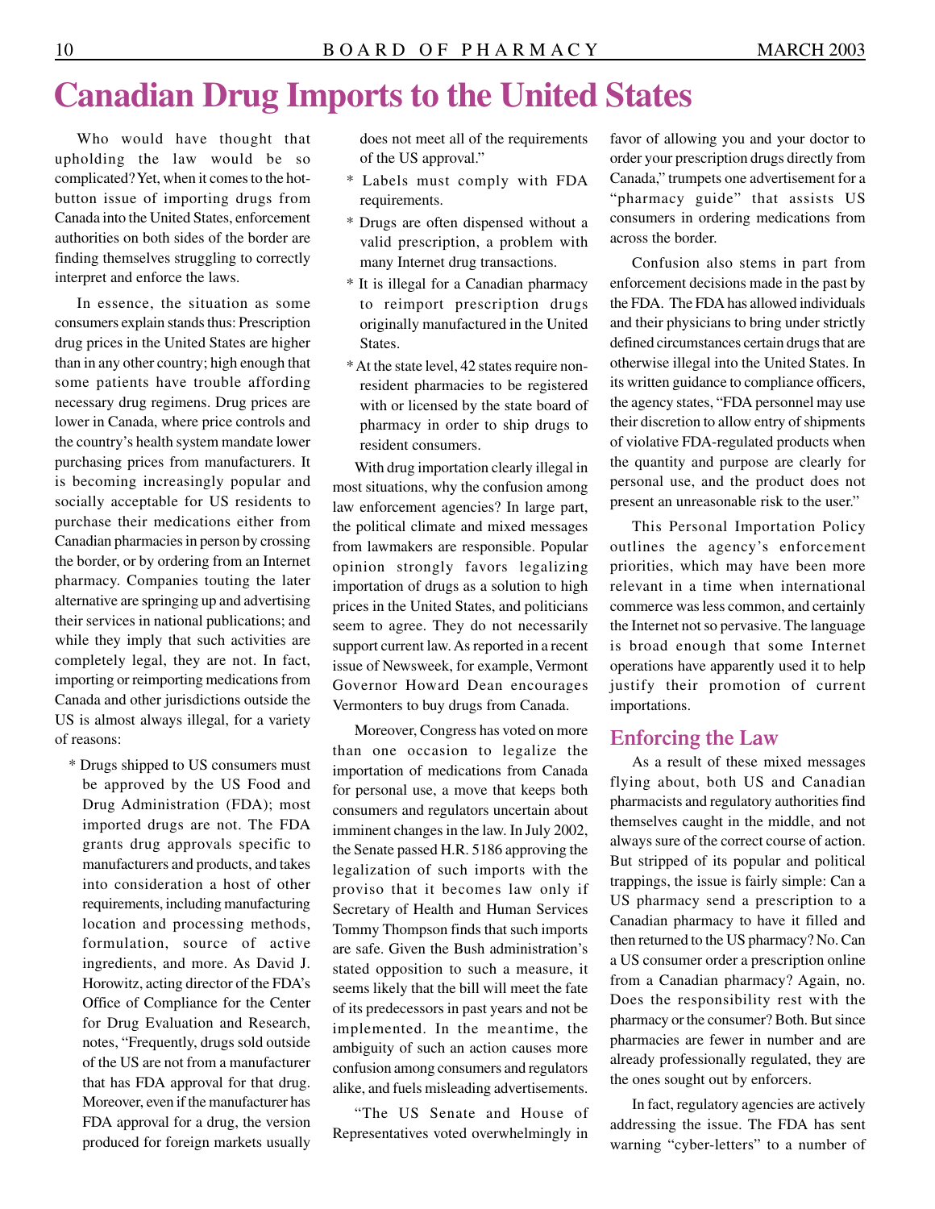// Kanazawa: Note: running header omitted
# Canadian Drug Imports to the United States

Who would have thought that upholding the law would be so complicated? Yet, when it comes to the hot-button issue of importing drugs from Canada into the United States, enforcement authorities on both sides of the border are finding themselves struggling to correctly interpret and enforce the laws.

In essence, the situation as some consumers explain stands thus: Prescription drug prices in the United States are higher than in any other country; high enough that some patients have trouble affording necessary drug regimens. Drug prices are lower in Canada, where price controls and the country's health system mandate lower purchasing prices from manufacturers. It is becoming increasingly popular and socially acceptable for US residents to purchase their medications either from Canadian pharmacies in person by crossing the border, or by ordering from an Internet pharmacy. Companies touting the later alternative are springing up and advertising their services in national publications; and while they imply that such activities are completely legal, they are not. In fact, importing or reimporting medications from Canada and other jurisdictions outside the US is almost always illegal, for a variety of reasons:

* Drugs shipped to US consumers must be approved by the US Food and Drug Administration (FDA); most imported drugs are not. The FDA grants drug approvals specific to manufacturers and products, and takes into consideration a host of other requirements, including manufacturing location and processing methods, formulation, source of active ingredients, and more. As David J. Horowitz, acting director of the FDA's Office of Compliance for the Center for Drug Evaluation and Research, notes, "Frequently, drugs sold outside of the US are not from a manufacturer that has FDA approval for that drug. Moreover, even if the manufacturer has FDA approval for a drug, the version produced for foreign markets usually does not meet all of the requirements of the US approval."
* Labels must comply with FDA requirements.
* Drugs are often dispensed without a valid prescription, a problem with many Internet drug transactions.
* It is illegal for a Canadian pharmacy to reimport prescription drugs originally manufactured in the United States.
* At the state level, 42 states require non-resident pharmacies to be registered with or licensed by the state board of pharmacy in order to ship drugs to resident consumers.

With drug importation clearly illegal in most situations, why the confusion among law enforcement agencies? In large part, the political climate and mixed messages from lawmakers are responsible. Popular opinion strongly favors legalizing importation of drugs as a solution to high prices in the United States, and politicians seem to agree. They do not necessarily support current law. As reported in a recent issue of Newsweek, for example, Vermont Governor Howard Dean encourages Vermonters to buy drugs from Canada.

Moreover, Congress has voted on more than one occasion to legalize the importation of medications from Canada for personal use, a move that keeps both consumers and regulators uncertain about imminent changes in the law. In July 2002, the Senate passed H.R. 5186 approving the legalization of such imports with the proviso that it becomes law only if Secretary of Health and Human Services Tommy Thompson finds that such imports are safe. Given the Bush administration's stated opposition to such a measure, it seems likely that the bill will meet the fate of its predecessors in past years and not be implemented. In the meantime, the ambiguity of such an action causes more confusion among consumers and regulators alike, and fuels misleading advertisements.

"The US Senate and House of Representatives voted overwhelmingly in favor of allowing you and your doctor to order your prescription drugs directly from Canada," trumpets one advertisement for a "pharmacy guide" that assists US consumers in ordering medications from across the border.

Confusion also stems in part from enforcement decisions made in the past by the FDA. The FDA has allowed individuals and their physicians to bring under strictly defined circumstances certain drugs that are otherwise illegal into the United States. In its written guidance to compliance officers, the agency states, "FDA personnel may use their discretion to allow entry of shipments of violative FDA-regulated products when the quantity and purpose are clearly for personal use, and the product does not present an unreasonable risk to the user."

This Personal Importation Policy outlines the agency's enforcement priorities, which may have been more relevant in a time when international commerce was less common, and certainly the Internet not so pervasive. The language is broad enough that some Internet operations have apparently used it to help justify their promotion of current importations.

## Enforcing the Law

As a result of these mixed messages flying about, both US and Canadian pharmacists and regulatory authorities find themselves caught in the middle, and not always sure of the correct course of action. But stripped of its popular and political trappings, the issue is fairly simple: Can a US pharmacy send a prescription to a Canadian pharmacy to have it filled and then returned to the US pharmacy? No. Can a US consumer order a prescription online from a Canadian pharmacy? Again, no. Does the responsibility rest with the pharmacy or the consumer? Both. But since pharmacies are fewer in number and are already professionally regulated, they are the ones sought out by enforcers.

In fact, regulatory agencies are actively addressing the issue. The FDA has sent warning "cyber-letters" to a number of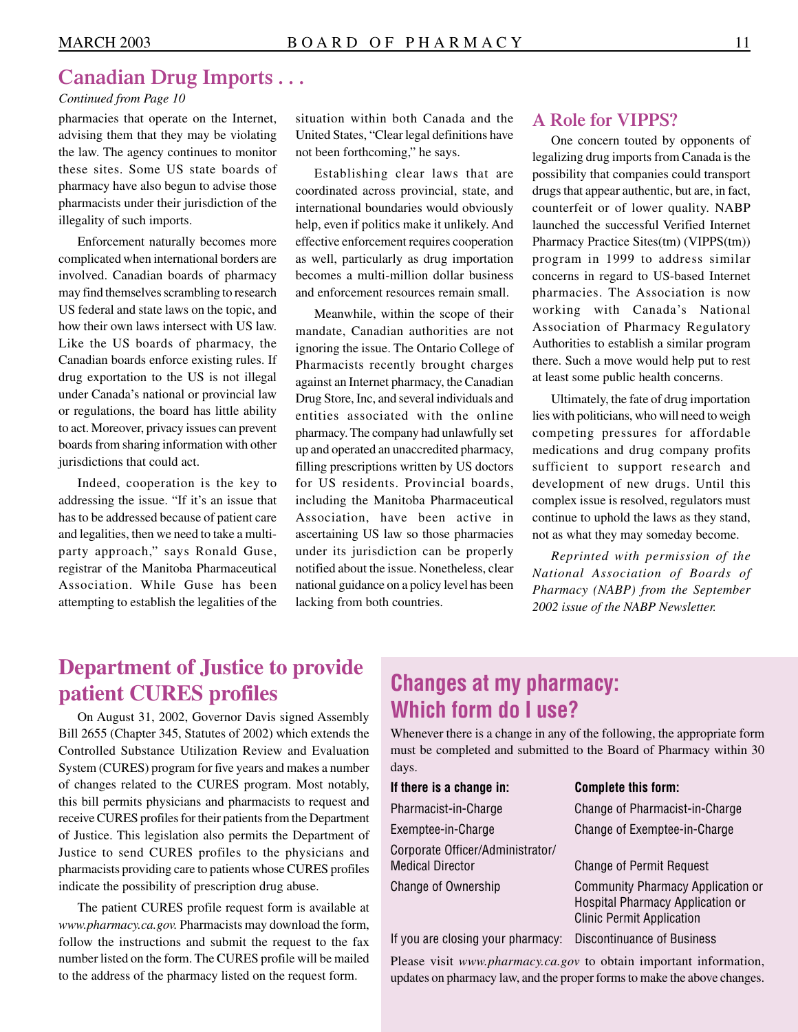## Canadian Drug Imports . . .

*Continued from Page 10*

pharmacies that operate on the Internet, advising them that they may be violating the law. The agency continues to monitor these sites. Some US state boards of pharmacy have also begun to advise those pharmacists under their jurisdiction of the illegality of such imports.

Enforcement naturally becomes more complicated when international borders are involved. Canadian boards of pharmacy may find themselves scrambling to research US federal and state laws on the topic, and how their own laws intersect with US law. Like the US boards of pharmacy, the Canadian boards enforce existing rules. If drug exportation to the US is not illegal under Canada's national or provincial law or regulations, the board has little ability to act. Moreover, privacy issues can prevent boards from sharing information with other jurisdictions that could act.

Indeed, cooperation is the key to addressing the issue. "If it's an issue that has to be addressed because of patient care and legalities, then we need to take a multi-party approach," says Ronald Guse, registrar of the Manitoba Pharmaceutical Association. While Guse has been attempting to establish the legalities of the situation within both Canada and the United States, "Clear legal definitions have not been forthcoming," he says.

Establishing clear laws that are coordinated across provincial, state, and international boundaries would obviously help, even if politics make it unlikely. And effective enforcement requires cooperation as well, particularly as drug importation becomes a multi-million dollar business and enforcement resources remain small.

Meanwhile, within the scope of their mandate, Canadian authorities are not ignoring the issue. The Ontario College of Pharmacists recently brought charges against an Internet pharmacy, the Canadian Drug Store, Inc, and several individuals and entities associated with the online pharmacy. The company had unlawfully set up and operated an unaccredited pharmacy, filling prescriptions written by US doctors for US residents. Provincial boards, including the Manitoba Pharmaceutical Association, have been active in ascertaining US law so those pharmacies under its jurisdiction can be properly notified about the issue. Nonetheless, clear national guidance on a policy level has been lacking from both countries.

### A Role for VIPPS?

One concern touted by opponents of legalizing drug imports from Canada is the possibility that companies could transport drugs that appear authentic, but are, in fact, counterfeit or of lower quality. NABP launched the successful Verified Internet Pharmacy Practice Sites(tm) (VIPPS(tm)) program in 1999 to address similar concerns in regard to US-based Internet pharmacies. The Association is now working with Canada's National Association of Pharmacy Regulatory Authorities to establish a similar program there. Such a move would help put to rest at least some public health concerns.

Ultimately, the fate of drug importation lies with politicians, who will need to weigh competing pressures for affordable medications and drug company profits sufficient to support research and development of new drugs. Until this complex issue is resolved, regulators must continue to uphold the laws as they stand, not as what they may someday become.

*Reprinted with permission of the National Association of Boards of Pharmacy (NABP) from the September 2002 issue of the NABP Newsletter.*

## Department of Justice to provide patient CURES profiles

On August 31, 2002, Governor Davis signed Assembly Bill 2655 (Chapter 345, Statutes of 2002) which extends the Controlled Substance Utilization Review and Evaluation System (CURES) program for five years and makes a number of changes related to the CURES program. Most notably, this bill permits physicians and pharmacists to request and receive CURES profiles for their patients from the Department of Justice. This legislation also permits the Department of Justice to send CURES profiles to the physicians and pharmacists providing care to patients whose CURES profiles indicate the possibility of prescription drug abuse.

The patient CURES profile request form is available at *www.pharmacy.ca.gov.* Pharmacists may download the form, follow the instructions and submit the request to the fax number listed on the form. The CURES profile will be mailed to the address of the pharmacy listed on the request form.

## Changes at my pharmacy: Which form do I use?

Whenever there is a change in any of the following, the appropriate form must be completed and submitted to the Board of Pharmacy within 30 days.

| If there is a change in: | Complete this form: |
|---|---|
| Pharmacist-in-Charge | Change of Pharmacist-in-Charge |
| Exemptee-in-Charge | Change of Exemptee-in-Charge |
| Corporate Officer/Administrator/ Medical Director | Change of Permit Request |
| Change of Ownership | Community Pharmacy Application or Hospital Pharmacy Application or Clinic Permit Application |
| If you are closing your pharmacy: | Discontinuance of Business |

Please visit *www.pharmacy.ca.gov* to obtain important information, updates on pharmacy law, and the proper forms to make the above changes.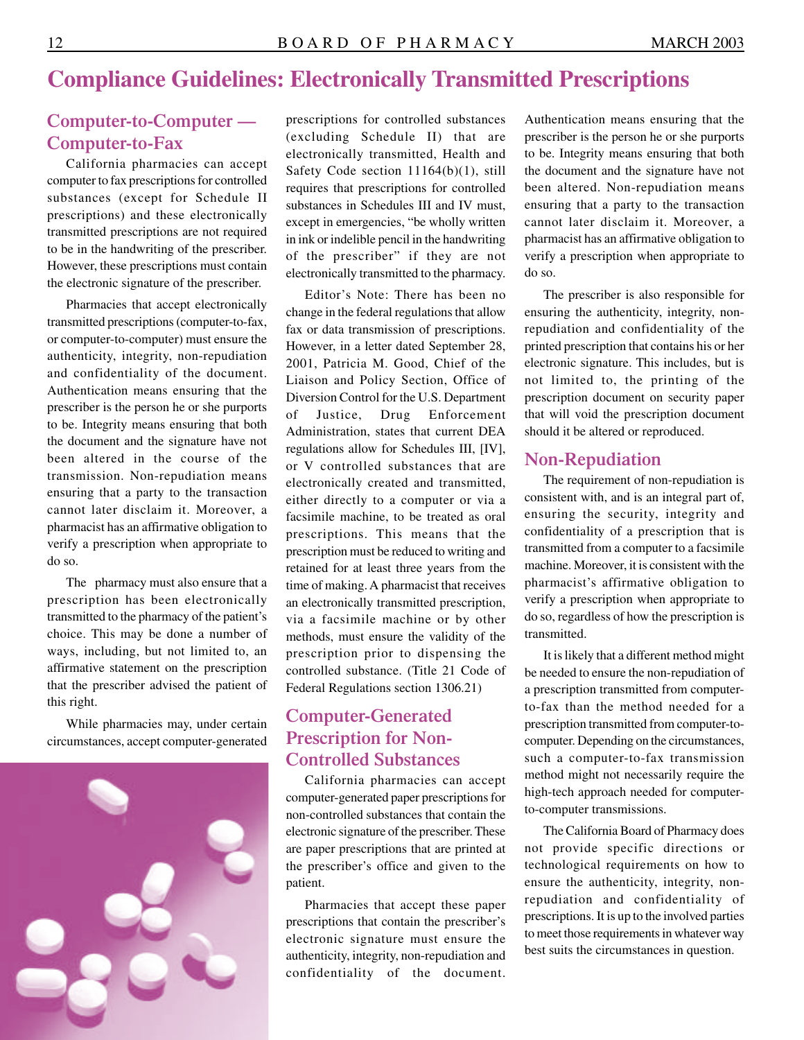# Compliance Guidelines: Electronically Transmitted Prescriptions

## Computer-to-Computer — Computer-to-Fax

California pharmacies can accept computer to fax prescriptions for controlled substances (except for Schedule II prescriptions) and these electronically transmitted prescriptions are not required to be in the handwriting of the prescriber. However, these prescriptions must contain the electronic signature of the prescriber.

Pharmacies that accept electronically transmitted prescriptions (computer-to-fax, or computer-to-computer) must ensure the authenticity, integrity, non-repudiation and confidentiality of the document. Authentication means ensuring that the prescriber is the person he or she purports to be. Integrity means ensuring that both the document and the signature have not been altered in the course of the transmission. Non-repudiation means ensuring that a party to the transaction cannot later disclaim it. Moreover, a pharmacist has an affirmative obligation to verify a prescription when appropriate to do so.

The pharmacy must also ensure that a prescription has been electronically transmitted to the pharmacy of the patient's choice. This may be done a number of ways, including, but not limited to, an affirmative statement on the prescription that the prescriber advised the patient of this right.

While pharmacies may, under certain circumstances, accept computer-generated prescriptions for controlled substances (excluding Schedule II) that are electronically transmitted, Health and Safety Code section 11164(b)(1), still requires that prescriptions for controlled substances in Schedules III and IV must, except in emergencies, "be wholly written in ink or indelible pencil in the handwriting of the prescriber" if they are not electronically transmitted to the pharmacy.

Editor's Note: There has been no change in the federal regulations that allow fax or data transmission of prescriptions. However, in a letter dated September 28, 2001, Patricia M. Good, Chief of the Liaison and Policy Section, Office of Diversion Control for the U.S. Department of Justice, Drug Enforcement Administration, states that current DEA regulations allow for Schedules III, [IV], or V controlled substances that are electronically created and transmitted, either directly to a computer or via a facsimile machine, to be treated as oral prescriptions. This means that the prescription must be reduced to writing and retained for at least three years from the time of making. A pharmacist that receives an electronically transmitted prescription, via a facsimile machine or by other methods, must ensure the validity of the prescription prior to dispensing the controlled substance. (Title 21 Code of Federal Regulations section 1306.21)

## Computer-Generated Prescription for Non-Controlled Substances

California pharmacies can accept computer-generated paper prescriptions for non-controlled substances that contain the electronic signature of the prescriber. These are paper prescriptions that are printed at the prescriber's office and given to the patient.

Pharmacies that accept these paper prescriptions that contain the prescriber's electronic signature must ensure the authenticity, integrity, non-repudiation and confidentiality of the document. Authentication means ensuring that the prescriber is the person he or she purports to be. Integrity means ensuring that both the document and the signature have not been altered. Non-repudiation means ensuring that a party to the transaction cannot later disclaim it. Moreover, a pharmacist has an affirmative obligation to verify a prescription when appropriate to do so.

The prescriber is also responsible for ensuring the authenticity, integrity, non-repudiation and confidentiality of the printed prescription that contains his or her electronic signature. This includes, but is not limited to, the printing of the prescription document on security paper that will void the prescription document should it be altered or reproduced.

## Non-Repudiation

The requirement of non-repudiation is consistent with, and is an integral part of, ensuring the security, integrity and confidentiality of a prescription that is transmitted from a computer to a facsimile machine. Moreover, it is consistent with the pharmacist's affirmative obligation to verify a prescription when appropriate to do so, regardless of how the prescription is transmitted.

It is likely that a different method might be needed to ensure the non-repudiation of a prescription transmitted from computer-to-fax than the method needed for a prescription transmitted from computer-to-computer. Depending on the circumstances, such a computer-to-fax transmission method might not necessarily require the high-tech approach needed for computer-to-computer transmissions.

The California Board of Pharmacy does not provide specific directions or technological requirements on how to ensure the authenticity, integrity, non-repudiation and confidentiality of prescriptions. It is up to the involved parties to meet those requirements in whatever way best suits the circumstances in question.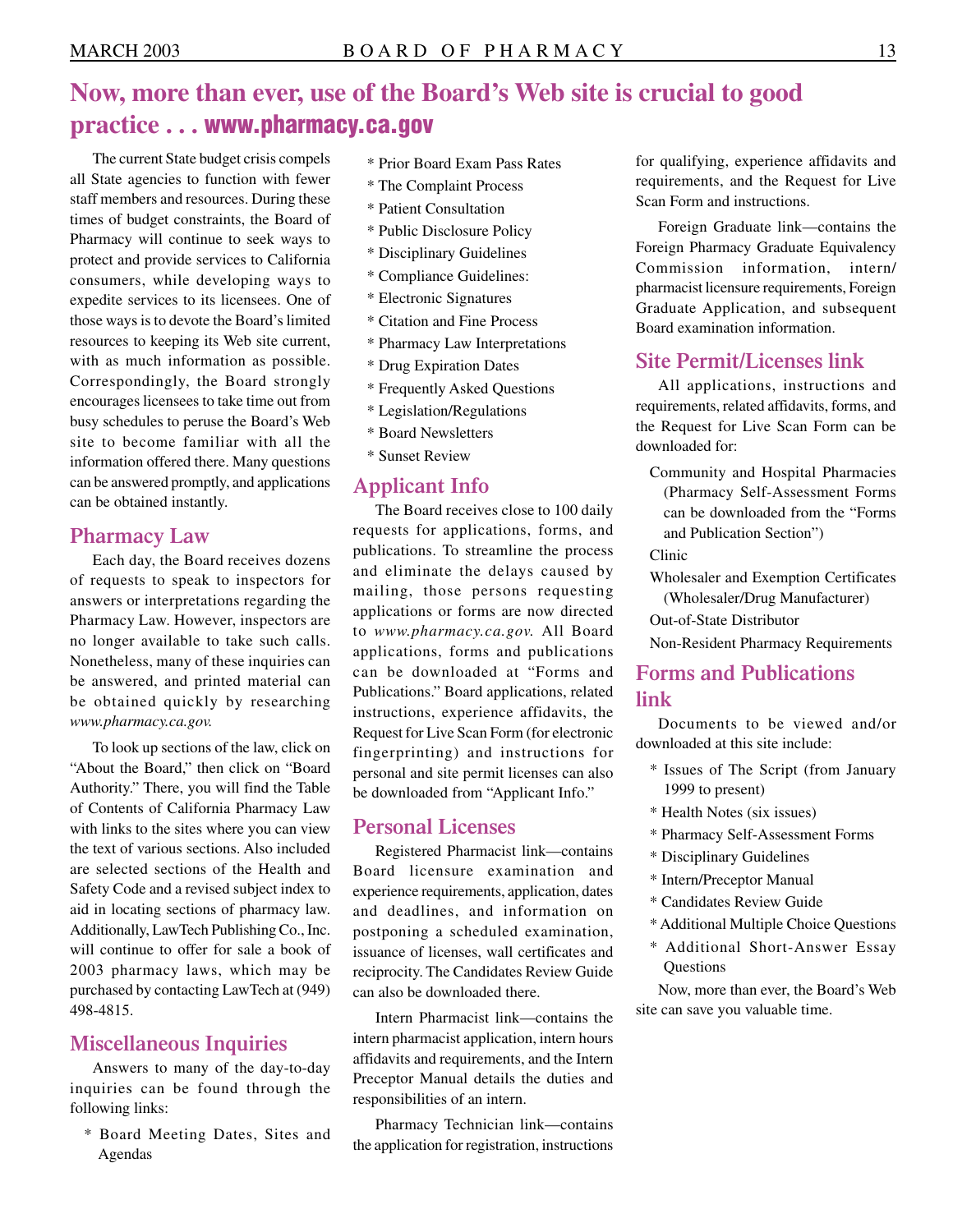# Now, more than ever, use of the Board's Web site is crucial to good practice . . . www.pharmacy.ca.gov

The current State budget crisis compels all State agencies to function with fewer staff members and resources. During these times of budget constraints, the Board of Pharmacy will continue to seek ways to protect and provide services to California consumers, while developing ways to expedite services to its licensees. One of those ways is to devote the Board's limited resources to keeping its Web site current, with as much information as possible. Correspondingly, the Board strongly encourages licensees to take time out from busy schedules to peruse the Board's Web site to become familiar with all the information offered there. Many questions can be answered promptly, and applications can be obtained instantly.

## Pharmacy Law

Each day, the Board receives dozens of requests to speak to inspectors for answers or interpretations regarding the Pharmacy Law. However, inspectors are no longer available to take such calls. Nonetheless, many of these inquiries can be answered, and printed material can be obtained quickly by researching *www.pharmacy.ca.gov.*

To look up sections of the law, click on "About the Board," then click on "Board Authority." There, you will find the Table of Contents of California Pharmacy Law with links to the sites where you can view the text of various sections. Also included are selected sections of the Health and Safety Code and a revised subject index to aid in locating sections of pharmacy law. Additionally, LawTech Publishing Co., Inc. will continue to offer for sale a book of 2003 pharmacy laws, which may be purchased by contacting LawTech at (949) 498-4815.

## Miscellaneous Inquiries

Answers to many of the day-to-day inquiries can be found through the following links:

* Board Meeting Dates, Sites and Agendas
* Prior Board Exam Pass Rates
* The Complaint Process
* Patient Consultation
* Public Disclosure Policy
* Disciplinary Guidelines
* Compliance Guidelines:
* Electronic Signatures
* Citation and Fine Process
* Pharmacy Law Interpretations
* Drug Expiration Dates
* Frequently Asked Questions
* Legislation/Regulations
* Board Newsletters
* Sunset Review

## Applicant Info

The Board receives close to 100 daily requests for applications, forms, and publications. To streamline the process and eliminate the delays caused by mailing, those persons requesting applications or forms are now directed to *www.pharmacy.ca.gov.* All Board applications, forms and publications can be downloaded at "Forms and Publications." Board applications, related instructions, experience affidavits, the Request for Live Scan Form (for electronic fingerprinting) and instructions for personal and site permit licenses can also be downloaded from "Applicant Info."

## Personal Licenses

Registered Pharmacist link—contains Board licensure examination and experience requirements, application, dates and deadlines, and information on postponing a scheduled examination, issuance of licenses, wall certificates and reciprocity. The Candidates Review Guide can also be downloaded there.

Intern Pharmacist link—contains the intern pharmacist application, intern hours affidavits and requirements, and the Intern Preceptor Manual details the duties and responsibilities of an intern.

Pharmacy Technician link—contains the application for registration, instructions for qualifying, experience affidavits and requirements, and the Request for Live Scan Form and instructions.

Foreign Graduate link—contains the Foreign Pharmacy Graduate Equivalency Commission information, intern/pharmacist licensure requirements, Foreign Graduate Application, and subsequent Board examination information.

## Site Permit/Licenses link

All applications, instructions and requirements, related affidavits, forms, and the Request for Live Scan Form can be downloaded for:

Community and Hospital Pharmacies (Pharmacy Self-Assessment Forms can be downloaded from the "Forms and Publication Section")

Clinic

Wholesaler and Exemption Certificates (Wholesaler/Drug Manufacturer)

Out-of-State Distributor

Non-Resident Pharmacy Requirements

## Forms and Publications link

Documents to be viewed and/or downloaded at this site include:

* Issues of The Script (from January 1999 to present)
* Health Notes (six issues)
* Pharmacy Self-Assessment Forms
* Disciplinary Guidelines
* Intern/Preceptor Manual
* Candidates Review Guide
* Additional Multiple Choice Questions
* Additional Short-Answer Essay Questions

Now, more than ever, the Board's Web site can save you valuable time.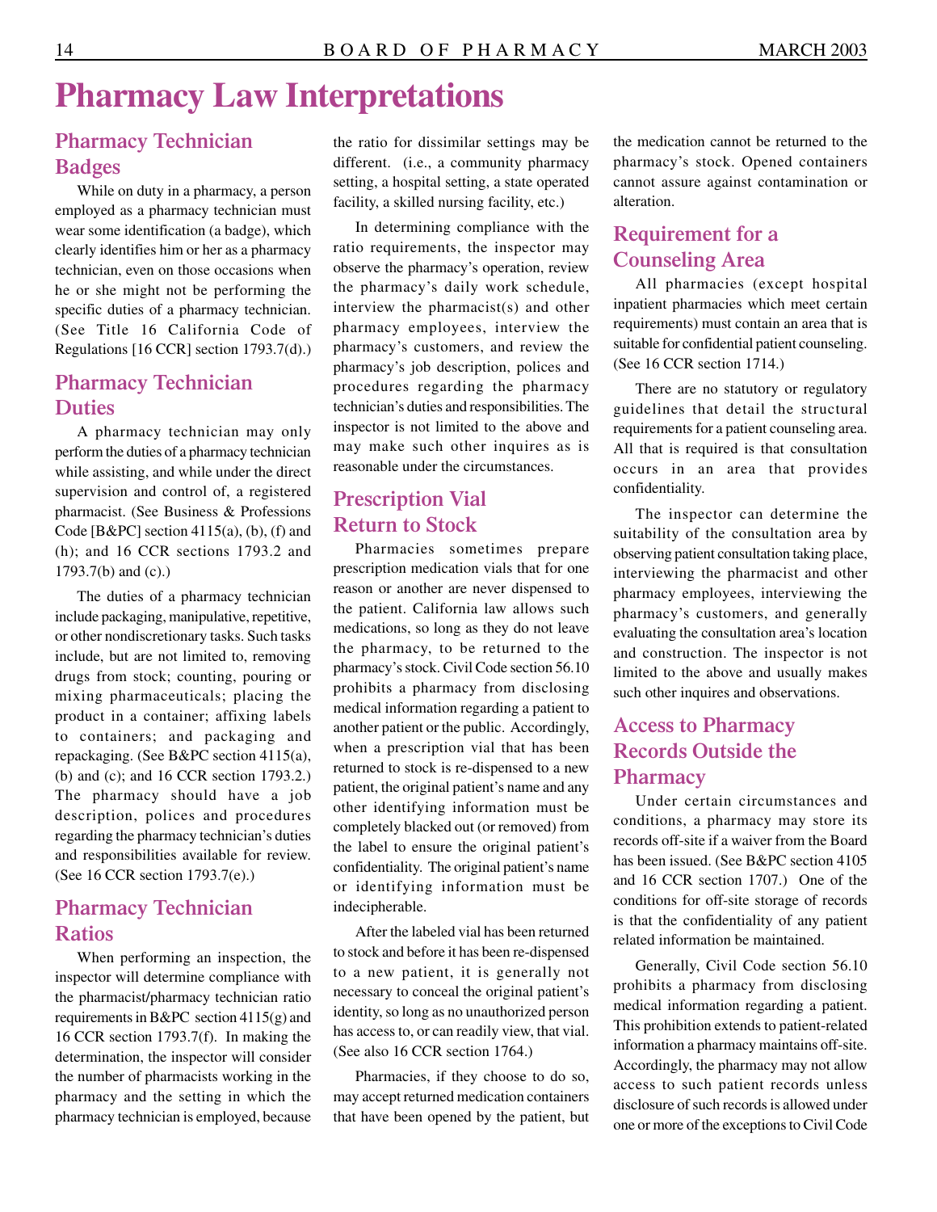# Pharmacy Law Interpretations

## Pharmacy Technician Badges

While on duty in a pharmacy, a person employed as a pharmacy technician must wear some identification (a badge), which clearly identifies him or her as a pharmacy technician, even on those occasions when he or she might not be performing the specific duties of a pharmacy technician. (See Title 16 California Code of Regulations [16 CCR] section 1793.7(d).)

## Pharmacy Technician Duties

A pharmacy technician may only perform the duties of a pharmacy technician while assisting, and while under the direct supervision and control of, a registered pharmacist. (See Business & Professions Code [B&PC] section 4115(a), (b), (f) and (h); and 16 CCR sections 1793.2 and 1793.7(b) and (c).)

The duties of a pharmacy technician include packaging, manipulative, repetitive, or other nondiscretionary tasks. Such tasks include, but are not limited to, removing drugs from stock; counting, pouring or mixing pharmaceuticals; placing the product in a container; affixing labels to containers; and packaging and repackaging. (See B&PC section 4115(a), (b) and (c); and 16 CCR section 1793.2.) The pharmacy should have a job description, polices and procedures regarding the pharmacy technician's duties and responsibilities available for review. (See 16 CCR section 1793.7(e).)

## Pharmacy Technician Ratios

When performing an inspection, the inspector will determine compliance with the pharmacist/pharmacy technician ratio requirements in B&PC section 4115(g) and 16 CCR section 1793.7(f). In making the determination, the inspector will consider the number of pharmacists working in the pharmacy and the setting in which the pharmacy technician is employed, because the ratio for dissimilar settings may be different. (i.e., a community pharmacy setting, a hospital setting, a state operated facility, a skilled nursing facility, etc.)

In determining compliance with the ratio requirements, the inspector may observe the pharmacy's operation, review the pharmacy's daily work schedule, interview the pharmacist(s) and other pharmacy employees, interview the pharmacy's customers, and review the pharmacy's job description, polices and procedures regarding the pharmacy technician's duties and responsibilities. The inspector is not limited to the above and may make such other inquires as is reasonable under the circumstances.

## Prescription Vial Return to Stock

Pharmacies sometimes prepare prescription medication vials that for one reason or another are never dispensed to the patient. California law allows such medications, so long as they do not leave the pharmacy, to be returned to the pharmacy's stock. Civil Code section 56.10 prohibits a pharmacy from disclosing medical information regarding a patient to another patient or the public. Accordingly, when a prescription vial that has been returned to stock is re-dispensed to a new patient, the original patient's name and any other identifying information must be completely blacked out (or removed) from the label to ensure the original patient's confidentiality. The original patient's name or identifying information must be indecipherable.

After the labeled vial has been returned to stock and before it has been re-dispensed to a new patient, it is generally not necessary to conceal the original patient's identity, so long as no unauthorized person has access to, or can readily view, that vial. (See also 16 CCR section 1764.)

Pharmacies, if they choose to do so, may accept returned medication containers that have been opened by the patient, but the medication cannot be returned to the pharmacy's stock. Opened containers cannot assure against contamination or alteration.

## Requirement for a Counseling Area

All pharmacies (except hospital inpatient pharmacies which meet certain requirements) must contain an area that is suitable for confidential patient counseling. (See 16 CCR section 1714.)

There are no statutory or regulatory guidelines that detail the structural requirements for a patient counseling area. All that is required is that consultation occurs in an area that provides confidentiality.

The inspector can determine the suitability of the consultation area by observing patient consultation taking place, interviewing the pharmacist and other pharmacy employees, interviewing the pharmacy's customers, and generally evaluating the consultation area's location and construction. The inspector is not limited to the above and usually makes such other inquires and observations.

## Access to Pharmacy Records Outside the Pharmacy

Under certain circumstances and conditions, a pharmacy may store its records off-site if a waiver from the Board has been issued. (See B&PC section 4105 and 16 CCR section 1707.) One of the conditions for off-site storage of records is that the confidentiality of any patient related information be maintained.

Generally, Civil Code section 56.10 prohibits a pharmacy from disclosing medical information regarding a patient. This prohibition extends to patient-related information a pharmacy maintains off-site. Accordingly, the pharmacy may not allow access to such patient records unless disclosure of such records is allowed under one or more of the exceptions to Civil Code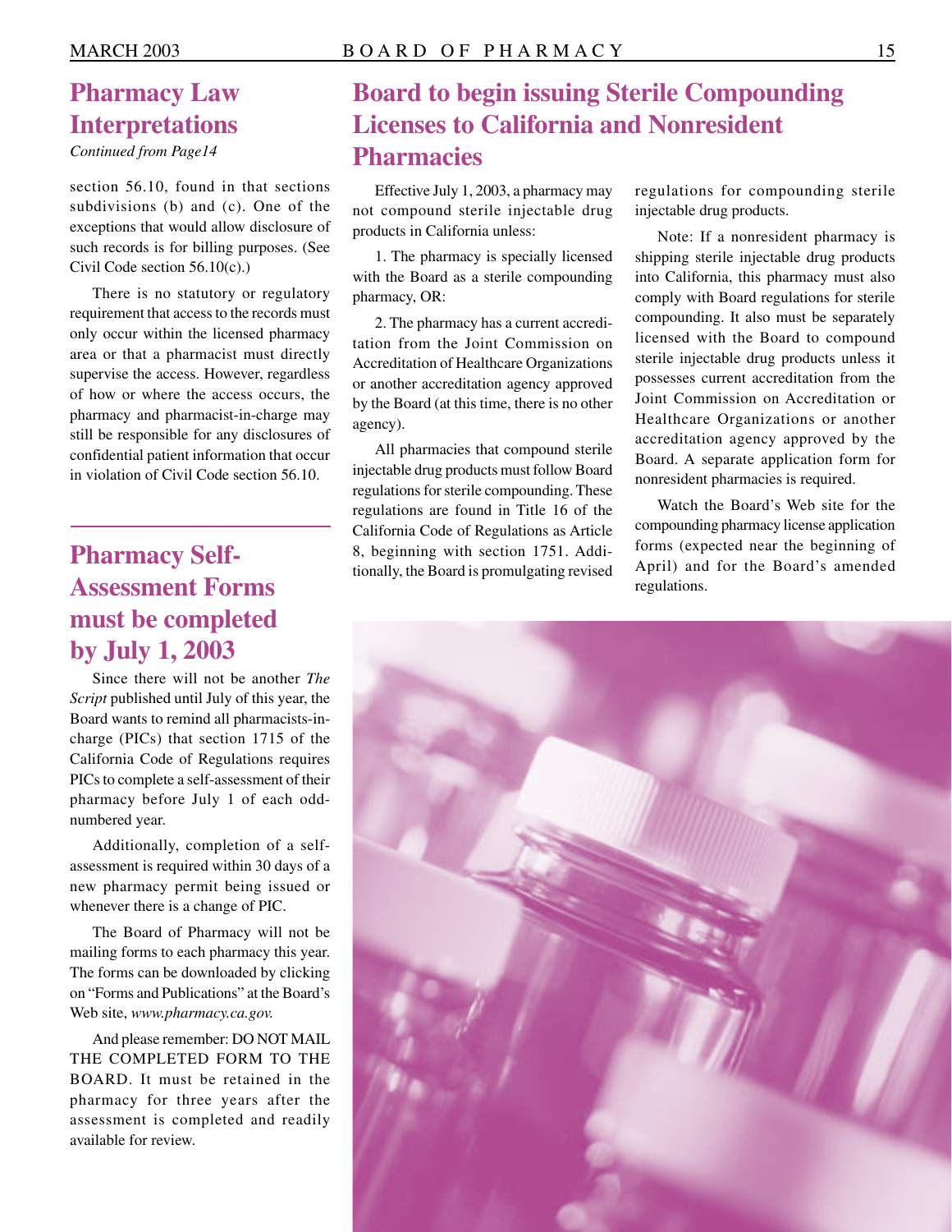## Pharmacy Law Interpretations

*Continued from Page14*

section 56.10, found in that sections subdivisions (b) and (c). One of the exceptions that would allow disclosure of such records is for billing purposes. (See Civil Code section 56.10(c).)

There is no statutory or regulatory requirement that access to the records must only occur within the licensed pharmacy area or that a pharmacist must directly supervise the access. However, regardless of how or where the access occurs, the pharmacy and pharmacist-in-charge may still be responsible for any disclosures of confidential patient information that occur in violation of Civil Code section 56.10.

## Pharmacy Self-Assessment Forms must be completed by July 1, 2003

Since there will not be another *The Script* published until July of this year, the Board wants to remind all pharmacists-in-charge (PICs) that section 1715 of the California Code of Regulations requires PICs to complete a self-assessment of their pharmacy before July 1 of each odd-numbered year.

Additionally, completion of a self-assessment is required within 30 days of a new pharmacy permit being issued or whenever there is a change of PIC.

The Board of Pharmacy will not be mailing forms to each pharmacy this year. The forms can be downloaded by clicking on "Forms and Publications" at the Board's Web site, *www.pharmacy.ca.gov.*

And please remember: DO NOT MAIL THE COMPLETED FORM TO THE BOARD. It must be retained in the pharmacy for three years after the assessment is completed and readily available for review.

## Board to begin issuing Sterile Compounding Licenses to California and Nonresident Pharmacies

Effective July 1, 2003, a pharmacy may not compound sterile injectable drug products in California unless:

1. The pharmacy is specially licensed with the Board as a sterile compounding pharmacy, OR:

2. The pharmacy has a current accreditation from the Joint Commission on Accreditation of Healthcare Organizations or another accreditation agency approved by the Board (at this time, there is no other agency).

All pharmacies that compound sterile injectable drug products must follow Board regulations for sterile compounding. These regulations are found in Title 16 of the California Code of Regulations as Article 8, beginning with section 1751. Additionally, the Board is promulgating revised regulations for compounding sterile injectable drug products.

Note: If a nonresident pharmacy is shipping sterile injectable drug products into California, this pharmacy must also comply with Board regulations for sterile compounding. It also must be separately licensed with the Board to compound sterile injectable drug products unless it possesses current accreditation from the Joint Commission on Accreditation or Healthcare Organizations or another accreditation agency approved by the Board. A separate application form for nonresident pharmacies is required.

Watch the Board's Web site for the compounding pharmacy license application forms (expected near the beginning of April) and for the Board's amended regulations.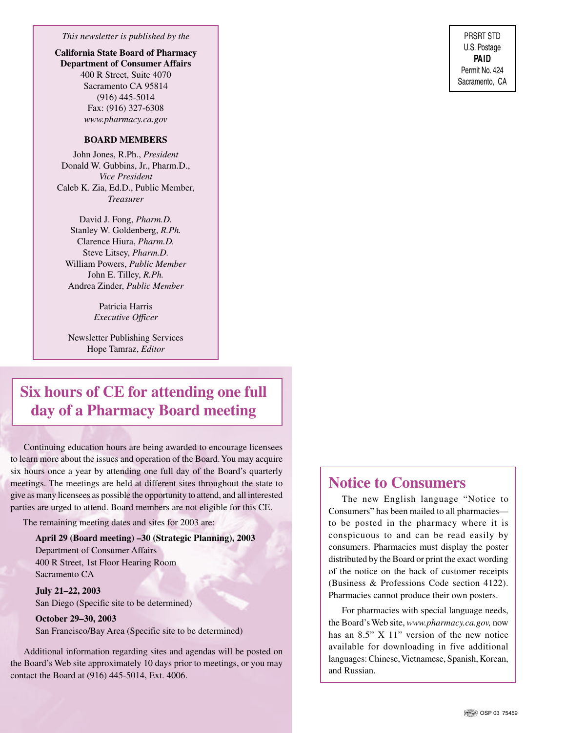*This newsletter is published by the*

**California State Board of Pharmacy**
**Department of Consumer Affairs**
400 R Street, Suite 4070
Sacramento CA 95814
(916) 445-5014
Fax: (916) 327-6308
*www.pharmacy.ca.gov*

**BOARD MEMBERS**

John Jones, R.Ph., *President*
Donald W. Gubbins, Jr., Pharm.D., *Vice President*
Caleb K. Zia, Ed.D., Public Member, *Treasurer*

David J. Fong, *Pharm.D.*
Stanley W. Goldenberg, *R.Ph.*
Clarence Hiura, *Pharm.D.*
Steve Litsey, *Pharm.D.*
William Powers, *Public Member*
John E. Tilley, *R.Ph.*
Andrea Zinder, *Public Member*

Patricia Harris
*Executive Officer*

Newsletter Publishing Services
Hope Tamraz, *Editor*

PRSRT STD
U.S. Postage
**PAID**
Permit No. 424
Sacramento, CA

## Six hours of CE for attending one full day of a Pharmacy Board meeting

Continuing education hours are being awarded to encourage licensees to learn more about the issues and operation of the Board. You may acquire six hours once a year by attending one full day of the Board's quarterly meetings. The meetings are held at different sites throughout the state to give as many licensees as possible the opportunity to attend, and all interested parties are urged to attend. Board members are not eligible for this CE.

The remaining meeting dates and sites for 2003 are:

**April 29 (Board meeting) –30 (Strategic Planning), 2003**
Department of Consumer Affairs
400 R Street, 1st Floor Hearing Room
Sacramento CA

**July 21–22, 2003**
San Diego (Specific site to be determined)

**October 29–30, 2003**
San Francisco/Bay Area (Specific site to be determined)

Additional information regarding sites and agendas will be posted on the Board's Web site approximately 10 days prior to meetings, or you may contact the Board at (916) 445-5014, Ext. 4006.

## Notice to Consumers

The new English language "Notice to Consumers" has been mailed to all pharmacies—to be posted in the pharmacy where it is conspicuous to and can be read easily by consumers. Pharmacies must display the poster distributed by the Board or print the exact wording of the notice on the back of customer receipts (Business & Professions Code section 4122). Pharmacies cannot produce their own posters.

For pharmacies with special language needs, the Board's Web site, *www.pharmacy.ca.gov,* now has an 8.5" X 11" version of the new notice available for downloading in five additional languages: Chinese, Vietnamese, Spanish, Korean, and Russian.

OSP 03 75459